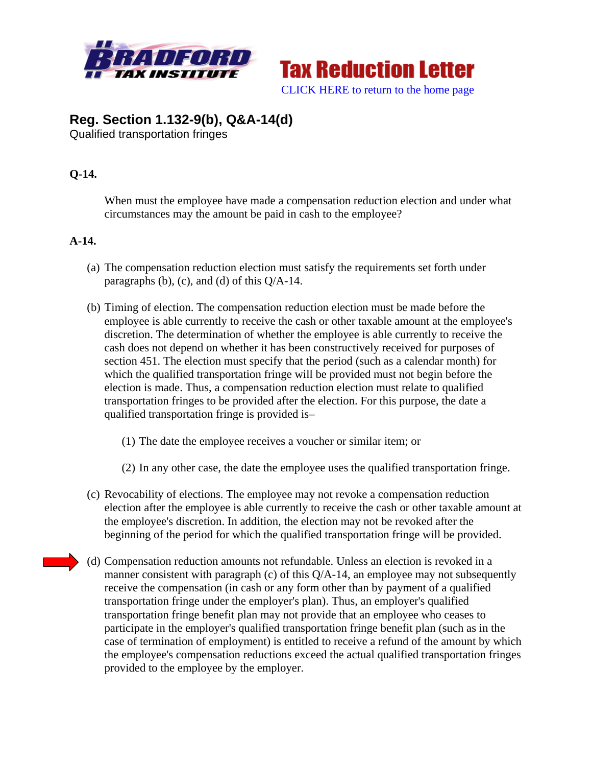**BRADFORD TAX INSTITUTE**

**Tax Reduction Letter**

CLICK HERE to return to the home page

## Reg. Section 1.132-9(b), Q&A-14(d)

Qualified transportation fringes

**Q-14.**

When must the employee have made a compensation reduction election and under what circumstances may the amount be paid in cash to the employee?

**A-14.**

(a) The compensation reduction election must satisfy the requirements set forth under paragraphs (b), (c), and (d) of this Q/A-14.

(b) Timing of election. The compensation reduction election must be made before the employee is able currently to receive the cash or other taxable amount at the employee's discretion. The determination of whether the employee is able currently to receive the cash does not depend on whether it has been constructively received for purposes of section 451. The election must specify that the period (such as a calendar month) for which the qualified transportation fringe will be provided must not begin before the election is made. Thus, a compensation reduction election must relate to qualified transportation fringes to be provided after the election. For this purpose, the date a qualified transportation fringe is provided is–

(1) The date the employee receives a voucher or similar item; or

(2) In any other case, the date the employee uses the qualified transportation fringe.

(c) Revocability of elections. The employee may not revoke a compensation reduction election after the employee is able currently to receive the cash or other taxable amount at the employee's discretion. In addition, the election may not be revoked after the beginning of the period for which the qualified transportation fringe will be provided.

(d) Compensation reduction amounts not refundable. Unless an election is revoked in a manner consistent with paragraph (c) of this Q/A-14, an employee may not subsequently receive the compensation (in cash or any form other than by payment of a qualified transportation fringe under the employer's plan). Thus, an employer's qualified transportation fringe benefit plan may not provide that an employee who ceases to participate in the employer's qualified transportation fringe benefit plan (such as in the case of termination of employment) is entitled to receive a refund of the amount by which the employee's compensation reductions exceed the actual qualified transportation fringes provided to the employee by the employer.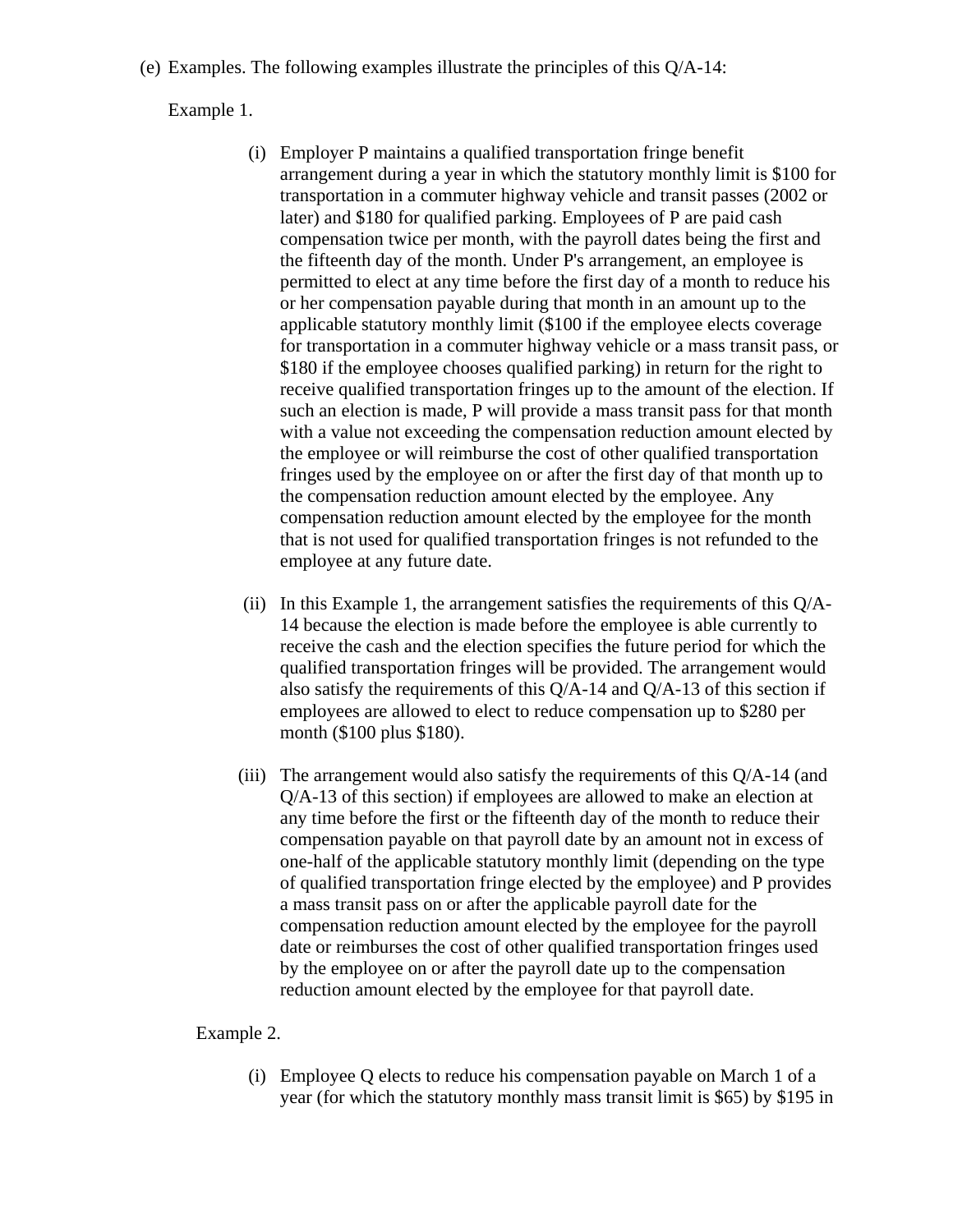(e) Examples. The following examples illustrate the principles of this Q/A-14:

Example 1.

(i) Employer P maintains a qualified transportation fringe benefit arrangement during a year in which the statutory monthly limit is $100 for transportation in a commuter highway vehicle and transit passes (2002 or later) and $180 for qualified parking. Employees of P are paid cash compensation twice per month, with the payroll dates being the first and the fifteenth day of the month. Under P's arrangement, an employee is permitted to elect at any time before the first day of a month to reduce his or her compensation payable during that month in an amount up to the applicable statutory monthly limit ($100 if the employee elects coverage for transportation in a commuter highway vehicle or a mass transit pass, or $180 if the employee chooses qualified parking) in return for the right to receive qualified transportation fringes up to the amount of the election. If such an election is made, P will provide a mass transit pass for that month with a value not exceeding the compensation reduction amount elected by the employee or will reimburse the cost of other qualified transportation fringes used by the employee on or after the first day of that month up to the compensation reduction amount elected by the employee. Any compensation reduction amount elected by the employee for the month that is not used for qualified transportation fringes is not refunded to the employee at any future date.

(ii) In this Example 1, the arrangement satisfies the requirements of this Q/A-14 because the election is made before the employee is able currently to receive the cash and the election specifies the future period for which the qualified transportation fringes will be provided. The arrangement would also satisfy the requirements of this Q/A-14 and Q/A-13 of this section if employees are allowed to elect to reduce compensation up to $280 per month ($100 plus $180).

(iii) The arrangement would also satisfy the requirements of this Q/A-14 (and Q/A-13 of this section) if employees are allowed to make an election at any time before the first or the fifteenth day of the month to reduce their compensation payable on that payroll date by an amount not in excess of one-half of the applicable statutory monthly limit (depending on the type of qualified transportation fringe elected by the employee) and P provides a mass transit pass on or after the applicable payroll date for the compensation reduction amount elected by the employee for the payroll date or reimburses the cost of other qualified transportation fringes used by the employee on or after the payroll date up to the compensation reduction amount elected by the employee for that payroll date.

Example 2.

(i) Employee Q elects to reduce his compensation payable on March 1 of a year (for which the statutory monthly mass transit limit is $65) by $195 in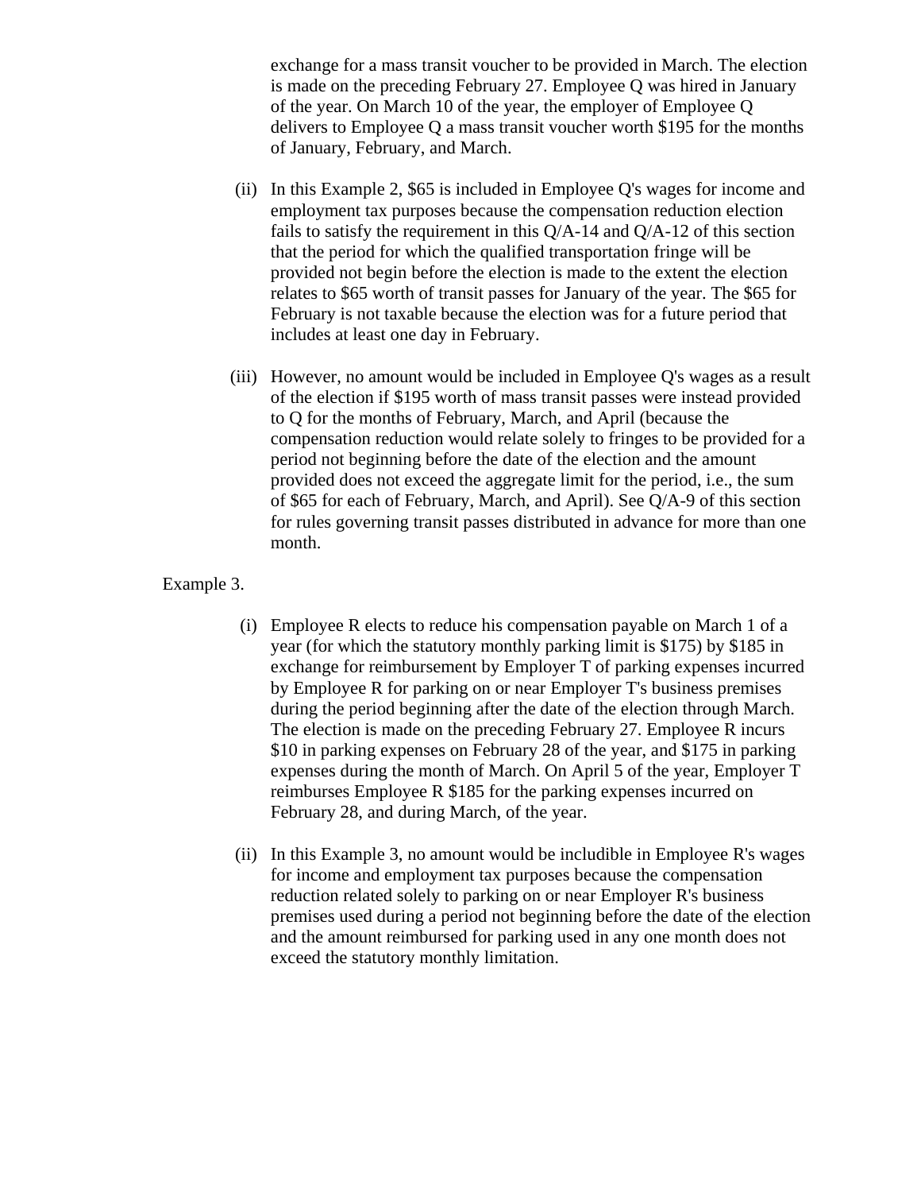exchange for a mass transit voucher to be provided in March. The election is made on the preceding February 27. Employee Q was hired in January of the year. On March 10 of the year, the employer of Employee Q delivers to Employee Q a mass transit voucher worth $195 for the months of January, February, and March.

(ii) In this Example 2, $65 is included in Employee Q's wages for income and employment tax purposes because the compensation reduction election fails to satisfy the requirement in this Q/A-14 and Q/A-12 of this section that the period for which the qualified transportation fringe will be provided not begin before the election is made to the extent the election relates to $65 worth of transit passes for January of the year. The $65 for February is not taxable because the election was for a future period that includes at least one day in February.

(iii) However, no amount would be included in Employee Q's wages as a result of the election if $195 worth of mass transit passes were instead provided to Q for the months of February, March, and April (because the compensation reduction would relate solely to fringes to be provided for a period not beginning before the date of the election and the amount provided does not exceed the aggregate limit for the period, i.e., the sum of $65 for each of February, March, and April). See Q/A-9 of this section for rules governing transit passes distributed in advance for more than one month.

Example 3.

(i) Employee R elects to reduce his compensation payable on March 1 of a year (for which the statutory monthly parking limit is $175) by $185 in exchange for reimbursement by Employer T of parking expenses incurred by Employee R for parking on or near Employer T's business premises during the period beginning after the date of the election through March. The election is made on the preceding February 27. Employee R incurs $10 in parking expenses on February 28 of the year, and $175 in parking expenses during the month of March. On April 5 of the year, Employer T reimburses Employee R $185 for the parking expenses incurred on February 28, and during March, of the year.

(ii) In this Example 3, no amount would be includible in Employee R's wages for income and employment tax purposes because the compensation reduction related solely to parking on or near Employer R's business premises used during a period not beginning before the date of the election and the amount reimbursed for parking used in any one month does not exceed the statutory monthly limitation.